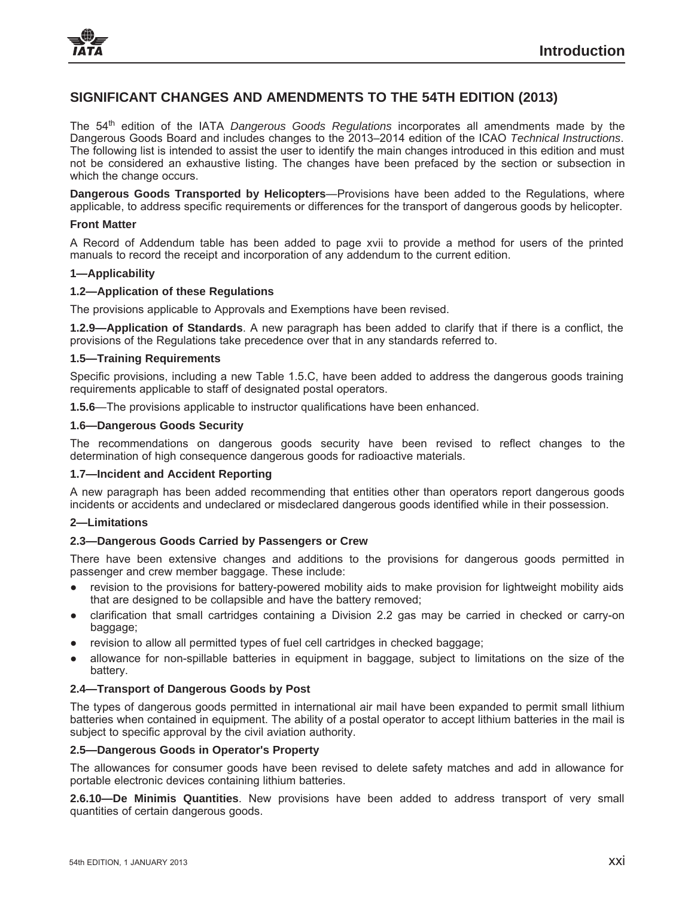## SIGNIFICANT CHANGES AND AMENDMENTS TO THE 54TH EDITION (2013)

The 54th edition of the IATA *Dangerous Goods Regulations* incorporates all amendments made by the Dangerous Goods Board and includes changes to the 2013–2014 edition of the ICAO *Technical Instructions*. The following list is intended to assist the user to identify the main changes introduced in this edition and must not be considered an exhaustive listing. The changes have been prefaced by the section or subsection in which the change occurs.

**Dangerous Goods Transported by Helicopters**—Provisions have been added to the Regulations, where applicable, to address specific requirements or differences for the transport of dangerous goods by helicopter.

**Front Matter**

A Record of Addendum table has been added to page xvii to provide a method for users of the printed manuals to record the receipt and incorporation of any addendum to the current edition.

**1—Applicability**

**1.2—Application of these Regulations**

The provisions applicable to Approvals and Exemptions have been revised.

**1.2.9—Application of Standards**. A new paragraph has been added to clarify that if there is a conflict, the provisions of the Regulations take precedence over that in any standards referred to.

**1.5—Training Requirements**

Specific provisions, including a new Table 1.5.C, have been added to address the dangerous goods training requirements applicable to staff of designated postal operators.

**1.5.6**—The provisions applicable to instructor qualifications have been enhanced.

**1.6—Dangerous Goods Security**

The recommendations on dangerous goods security have been revised to reflect changes to the determination of high consequence dangerous goods for radioactive materials.

**1.7—Incident and Accident Reporting**

A new paragraph has been added recommending that entities other than operators report dangerous goods incidents or accidents and undeclared or misdeclared dangerous goods identified while in their possession.

**2—Limitations**

**2.3—Dangerous Goods Carried by Passengers or Crew**

There have been extensive changes and additions to the provisions for dangerous goods permitted in passenger and crew member baggage. These include:

- revision to the provisions for battery-powered mobility aids to make provision for lightweight mobility aids that are designed to be collapsible and have the battery removed;
- clarification that small cartridges containing a Division 2.2 gas may be carried in checked or carry-on baggage;
- revision to allow all permitted types of fuel cell cartridges in checked baggage;
- allowance for non-spillable batteries in equipment in baggage, subject to limitations on the size of the battery.

**2.4—Transport of Dangerous Goods by Post**

The types of dangerous goods permitted in international air mail have been expanded to permit small lithium batteries when contained in equipment. The ability of a postal operator to accept lithium batteries in the mail is subject to specific approval by the civil aviation authority.

**2.5—Dangerous Goods in Operator's Property**

The allowances for consumer goods have been revised to delete safety matches and add in allowance for portable electronic devices containing lithium batteries.

**2.6.10—De Minimis Quantities**. New provisions have been added to address transport of very small quantities of certain dangerous goods.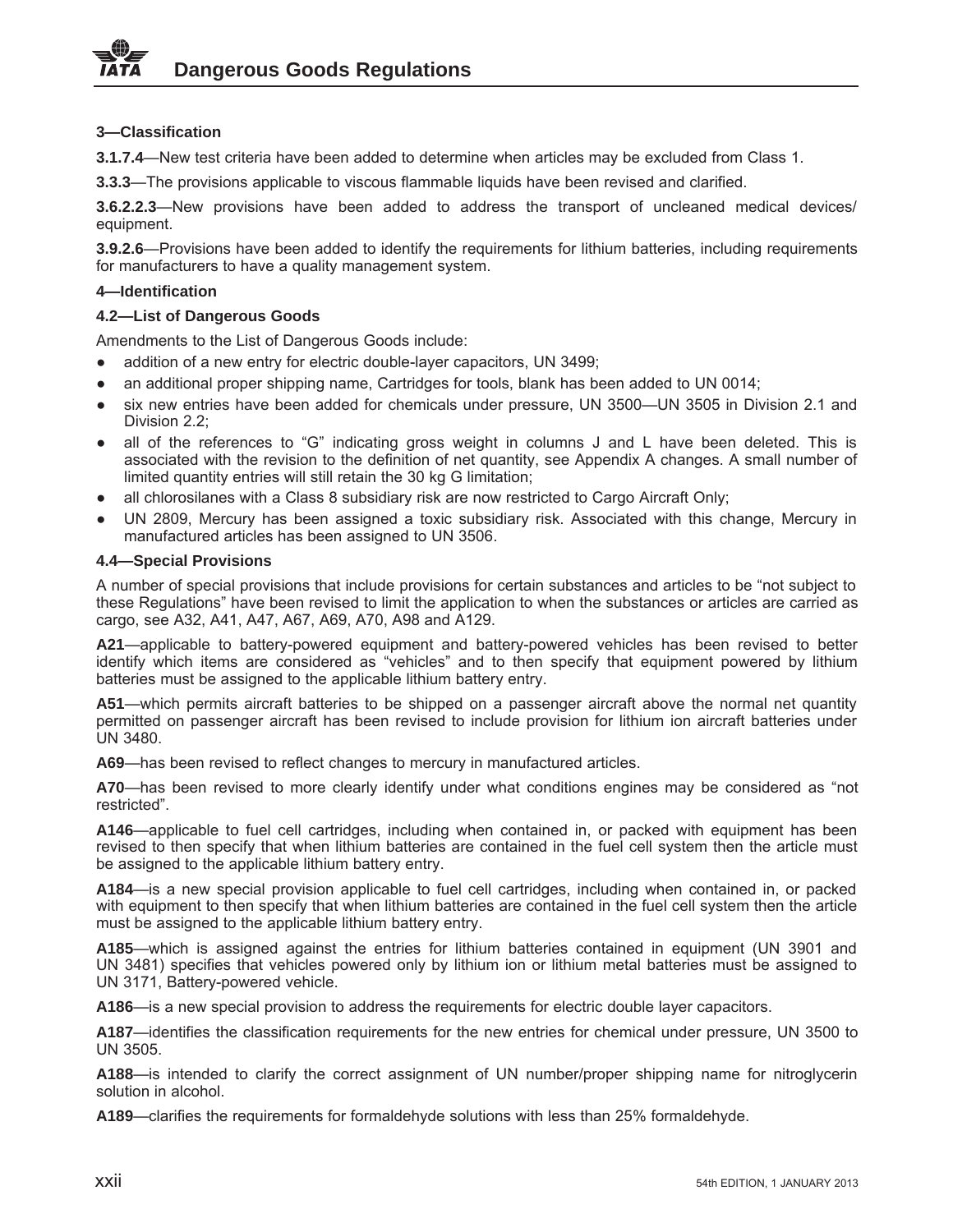### 3—Classification

**3.1.7.4**—New test criteria have been added to determine when articles may be excluded from Class 1.

**3.3.3**—The provisions applicable to viscous flammable liquids have been revised and clarified.

**3.6.2.2.3**—New provisions have been added to address the transport of uncleaned medical devices/ equipment.

**3.9.2.6**—Provisions have been added to identify the requirements for lithium batteries, including requirements for manufacturers to have a quality management system.

### 4—Identification

#### 4.2—List of Dangerous Goods

Amendments to the List of Dangerous Goods include:

- addition of a new entry for electric double-layer capacitors, UN 3499;
- an additional proper shipping name, Cartridges for tools, blank has been added to UN 0014;
- six new entries have been added for chemicals under pressure, UN 3500—UN 3505 in Division 2.1 and Division 2.2;
- all of the references to "G" indicating gross weight in columns J and L have been deleted. This is associated with the revision to the definition of net quantity, see Appendix A changes. A small number of limited quantity entries will still retain the 30 kg G limitation;
- all chlorosilanes with a Class 8 subsidiary risk are now restricted to Cargo Aircraft Only;
- UN 2809, Mercury has been assigned a toxic subsidiary risk. Associated with this change, Mercury in manufactured articles has been assigned to UN 3506.

#### 4.4—Special Provisions

A number of special provisions that include provisions for certain substances and articles to be "not subject to these Regulations" have been revised to limit the application to when the substances or articles are carried as cargo, see A32, A41, A47, A67, A69, A70, A98 and A129.

**A21**—applicable to battery-powered equipment and battery-powered vehicles has been revised to better identify which items are considered as "vehicles" and to then specify that equipment powered by lithium batteries must be assigned to the applicable lithium battery entry.

**A51**—which permits aircraft batteries to be shipped on a passenger aircraft above the normal net quantity permitted on passenger aircraft has been revised to include provision for lithium ion aircraft batteries under UN 3480.

**A69**—has been revised to reflect changes to mercury in manufactured articles.

**A70**—has been revised to more clearly identify under what conditions engines may be considered as "not restricted".

**A146**—applicable to fuel cell cartridges, including when contained in, or packed with equipment has been revised to then specify that when lithium batteries are contained in the fuel cell system then the article must be assigned to the applicable lithium battery entry.

**A184**—is a new special provision applicable to fuel cell cartridges, including when contained in, or packed with equipment to then specify that when lithium batteries are contained in the fuel cell system then the article must be assigned to the applicable lithium battery entry.

**A185**—which is assigned against the entries for lithium batteries contained in equipment (UN 3901 and UN 3481) specifies that vehicles powered only by lithium ion or lithium metal batteries must be assigned to UN 3171, Battery-powered vehicle.

**A186**—is a new special provision to address the requirements for electric double layer capacitors.

**A187**—identifies the classification requirements for the new entries for chemical under pressure, UN 3500 to UN 3505.

**A188**—is intended to clarify the correct assignment of UN number/proper shipping name for nitroglycerin solution in alcohol.

**A189**—clarifies the requirements for formaldehyde solutions with less than 25% formaldehyde.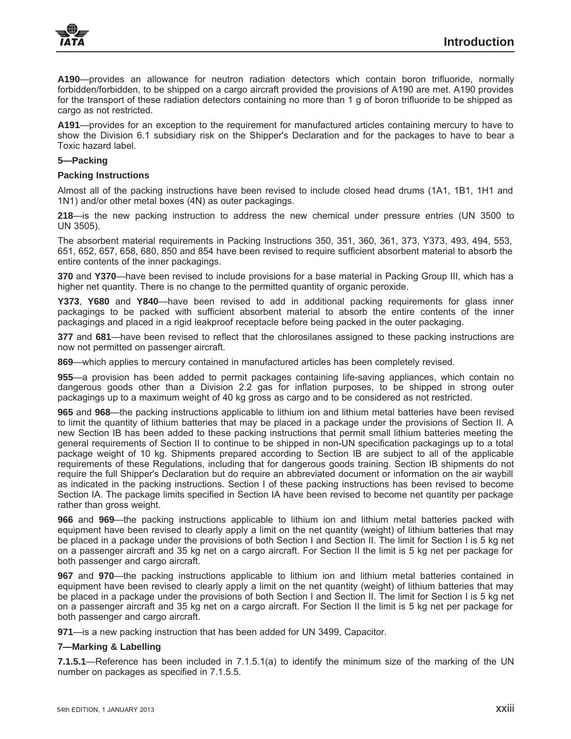**A190**—provides an allowance for neutron radiation detectors which contain boron trifluoride, normally forbidden/forbidden, to be shipped on a cargo aircraft provided the provisions of A190 are met. A190 provides for the transport of these radiation detectors containing no more than 1 g of boron trifluoride to be shipped as cargo as not restricted.

**A191**—provides for an exception to the requirement for manufactured articles containing mercury to have to show the Division 6.1 subsidiary risk on the Shipper's Declaration and for the packages to have to bear a Toxic hazard label.

### 5—Packing

#### Packing Instructions

Almost all of the packing instructions have been revised to include closed head drums (1A1, 1B1, 1H1 and 1N1) and/or other metal boxes (4N) as outer packagings.

**218**—is the new packing instruction to address the new chemical under pressure entries (UN 3500 to UN 3505).

The absorbent material requirements in Packing Instructions 350, 351, 360, 361, 373, Y373, 493, 494, 553, 651, 652, 657, 658, 680, 850 and 854 have been revised to require sufficient absorbent material to absorb the entire contents of the inner packagings.

**370** and **Y370**—have been revised to include provisions for a base material in Packing Group III, which has a higher net quantity. There is no change to the permitted quantity of organic peroxide.

**Y373**, **Y680** and **Y840**—have been revised to add in additional packing requirements for glass inner packagings to be packed with sufficient absorbent material to absorb the entire contents of the inner packagings and placed in a rigid leakproof receptacle before being packed in the outer packaging.

**377** and **681**—have been revised to reflect that the chlorosilanes assigned to these packing instructions are now not permitted on passenger aircraft.

**869**—which applies to mercury contained in manufactured articles has been completely revised.

**955**—a provision has been added to permit packages containing life-saving appliances, which contain no dangerous goods other than a Division 2.2 gas for inflation purposes, to be shipped in strong outer packagings up to a maximum weight of 40 kg gross as cargo and to be considered as not restricted.

**965** and **968**—the packing instructions applicable to lithium ion and lithium metal batteries have been revised to limit the quantity of lithium batteries that may be placed in a package under the provisions of Section II. A new Section IB has been added to these packing instructions that permit small lithium batteries meeting the general requirements of Section II to continue to be shipped in non-UN specification packagings up to a total package weight of 10 kg. Shipments prepared according to Section IB are subject to all of the applicable requirements of these Regulations, including that for dangerous goods training. Section IB shipments do not require the full Shipper's Declaration but do require an abbreviated document or information on the air waybill as indicated in the packing instructions. Section I of these packing instructions has been revised to become Section IA. The package limits specified in Section IA have been revised to become net quantity per package rather than gross weight.

**966** and **969**—the packing instructions applicable to lithium ion and lithium metal batteries packed with equipment have been revised to clearly apply a limit on the net quantity (weight) of lithium batteries that may be placed in a package under the provisions of both Section I and Section II. The limit for Section I is 5 kg net on a passenger aircraft and 35 kg net on a cargo aircraft. For Section II the limit is 5 kg net per package for both passenger and cargo aircraft.

**967** and **970**—the packing instructions applicable to lithium ion and lithium metal batteries contained in equipment have been revised to clearly apply a limit on the net quantity (weight) of lithium batteries that may be placed in a package under the provisions of both Section I and Section II. The limit for Section I is 5 kg net on a passenger aircraft and 35 kg net on a cargo aircraft. For Section II the limit is 5 kg net per package for both passenger and cargo aircraft.

**971**—is a new packing instruction that has been added for UN 3499, Capacitor.

### 7—Marking & Labelling

**7.1.5.1**—Reference has been included in 7.1.5.1(a) to identify the minimum size of the marking of the UN number on packages as specified in 7.1.5.5.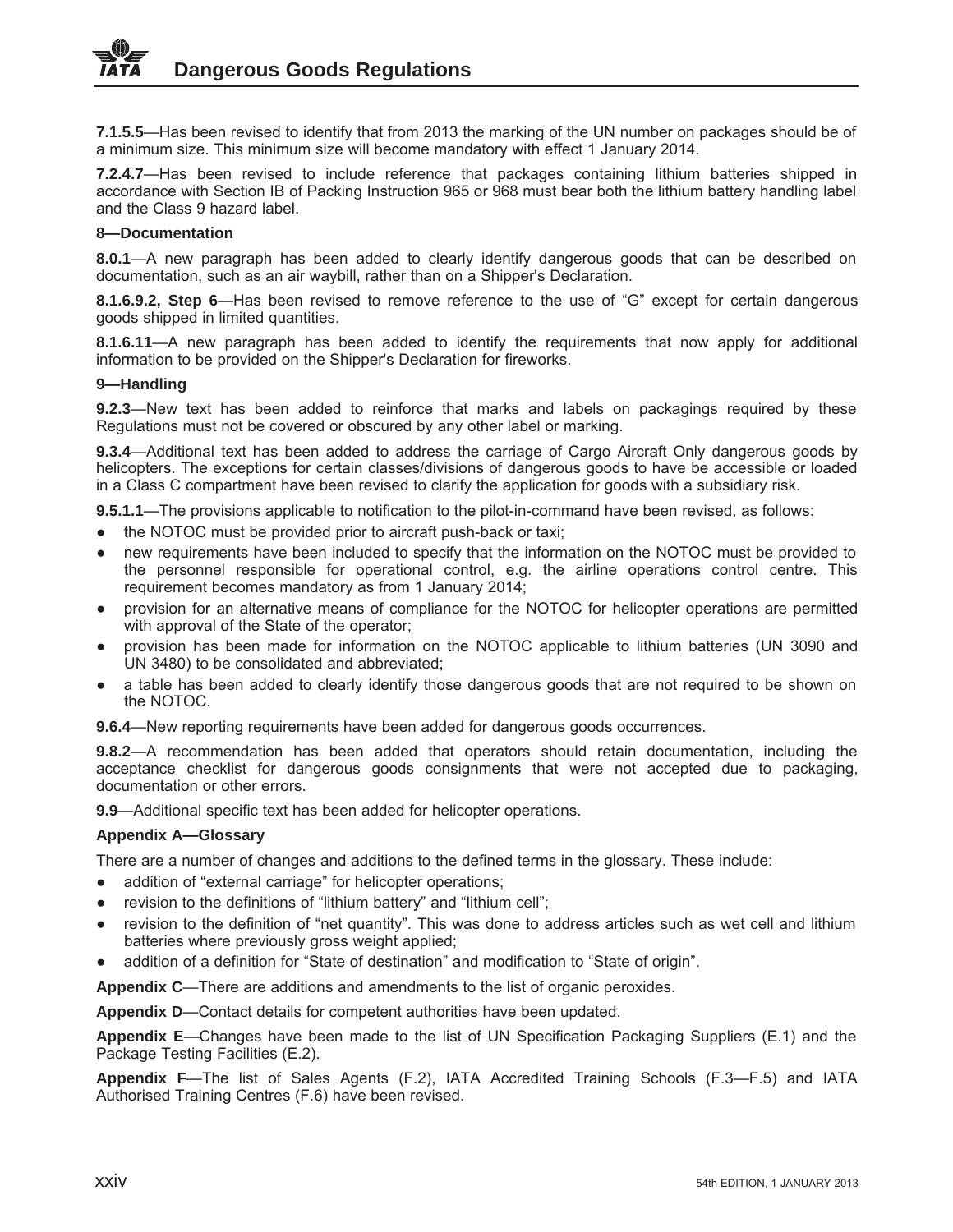**7.1.5.5**—Has been revised to identify that from 2013 the marking of the UN number on packages should be of a minimum size. This minimum size will become mandatory with effect 1 January 2014.

**7.2.4.7**—Has been revised to include reference that packages containing lithium batteries shipped in accordance with Section IB of Packing Instruction 965 or 968 must bear both the lithium battery handling label and the Class 9 hazard label.

**8—Documentation**

**8.0.1**—A new paragraph has been added to clearly identify dangerous goods that can be described on documentation, such as an air waybill, rather than on a Shipper's Declaration.

**8.1.6.9.2, Step 6**—Has been revised to remove reference to the use of “G” except for certain dangerous goods shipped in limited quantities.

**8.1.6.11**—A new paragraph has been added to identify the requirements that now apply for additional information to be provided on the Shipper's Declaration for fireworks.

**9—Handling**

**9.2.3**—New text has been added to reinforce that marks and labels on packagings required by these Regulations must not be covered or obscured by any other label or marking.

**9.3.4**—Additional text has been added to address the carriage of Cargo Aircraft Only dangerous goods by helicopters. The exceptions for certain classes/divisions of dangerous goods to have be accessible or loaded in a Class C compartment have been revised to clarify the application for goods with a subsidiary risk.

**9.5.1.1**—The provisions applicable to notification to the pilot-in-command have been revised, as follows:

- the NOTOC must be provided prior to aircraft push-back or taxi;
- new requirements have been included to specify that the information on the NOTOC must be provided to the personnel responsible for operational control, e.g. the airline operations control centre. This requirement becomes mandatory as from 1 January 2014;
- provision for an alternative means of compliance for the NOTOC for helicopter operations are permitted with approval of the State of the operator;
- provision has been made for information on the NOTOC applicable to lithium batteries (UN 3090 and UN 3480) to be consolidated and abbreviated;
- a table has been added to clearly identify those dangerous goods that are not required to be shown on the NOTOC.

**9.6.4**—New reporting requirements have been added for dangerous goods occurrences.

**9.8.2**—A recommendation has been added that operators should retain documentation, including the acceptance checklist for dangerous goods consignments that were not accepted due to packaging, documentation or other errors.

**9.9**—Additional specific text has been added for helicopter operations.

**Appendix A—Glossary**

There are a number of changes and additions to the defined terms in the glossary. These include:

- addition of “external carriage” for helicopter operations;
- revision to the definitions of “lithium battery” and “lithium cell”;
- revision to the definition of “net quantity”. This was done to address articles such as wet cell and lithium batteries where previously gross weight applied;
- addition of a definition for “State of destination” and modification to “State of origin”.

**Appendix C**—There are additions and amendments to the list of organic peroxides.

**Appendix D**—Contact details for competent authorities have been updated.

**Appendix E**—Changes have been made to the list of UN Specification Packaging Suppliers (E.1) and the Package Testing Facilities (E.2).

**Appendix F**—The list of Sales Agents (F.2), IATA Accredited Training Schools (F.3—F.5) and IATA Authorised Training Centres (F.6) have been revised.